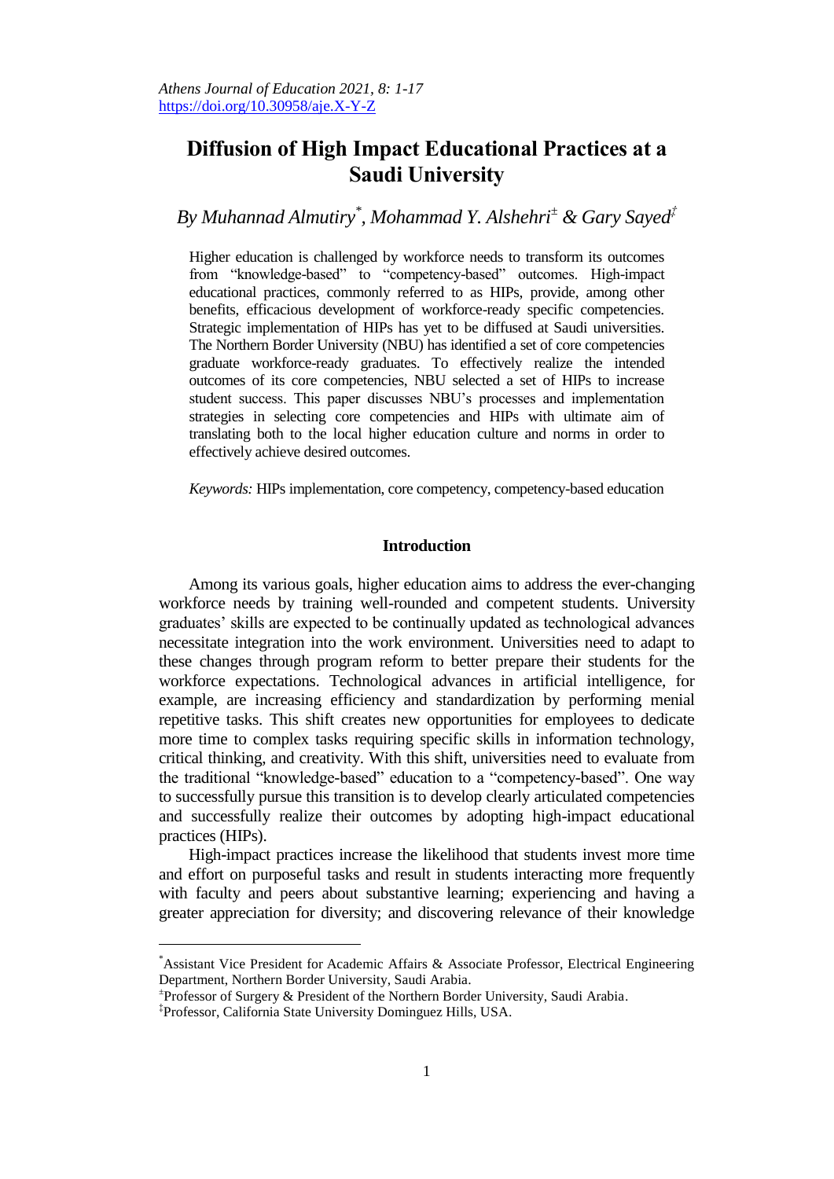# Diffusion of High Impact Educational Practices at a Saudi University

*By Muhannad Almutiry[*], Mohammad Y. Alshehri[±] & Gary Sayed[‡]*

Higher education is challenged by workforce needs to transform its outcomes from "knowledge-based" to "competency-based" outcomes. High-impact educational practices, commonly referred to as HIPs, provide, among other benefits, efficacious development of workforce-ready specific competencies. Strategic implementation of HIPs has yet to be diffused at Saudi universities. The Northern Border University (NBU) has identified a set of core competencies graduate workforce-ready graduates. To effectively realize the intended outcomes of its core competencies, NBU selected a set of HIPs to increase student success. This paper discusses NBU's processes and implementation strategies in selecting core competencies and HIPs with ultimate aim of translating both to the local higher education culture and norms in order to effectively achieve desired outcomes.

*Keywords:* HIPs implementation, core competency, competency-based education

## Introduction

Among its various goals, higher education aims to address the ever-changing workforce needs by training well-rounded and competent students. University graduates' skills are expected to be continually updated as technological advances necessitate integration into the work environment. Universities need to adapt to these changes through program reform to better prepare their students for the workforce expectations. Technological advances in artificial intelligence, for example, are increasing efficiency and standardization by performing menial repetitive tasks. This shift creates new opportunities for employees to dedicate more time to complex tasks requiring specific skills in information technology, critical thinking, and creativity. With this shift, universities need to evaluate from the traditional "knowledge-based" education to a "competency-based". One way to successfully pursue this transition is to develop clearly articulated competencies and successfully realize their outcomes by adopting high-impact educational practices (HIPs).

High-impact practices increase the likelihood that students invest more time and effort on purposeful tasks and result in students interacting more frequently with faculty and peers about substantive learning; experiencing and having a greater appreciation for diversity; and discovering relevance of their knowledge

---

[*]Assistant Vice President for Academic Affairs & Associate Professor, Electrical Engineering Department, Northern Border University, Saudi Arabia.

[±]Professor of Surgery & President of the Northern Border University, Saudi Arabia.

[‡]Professor, California State University Dominguez Hills, USA.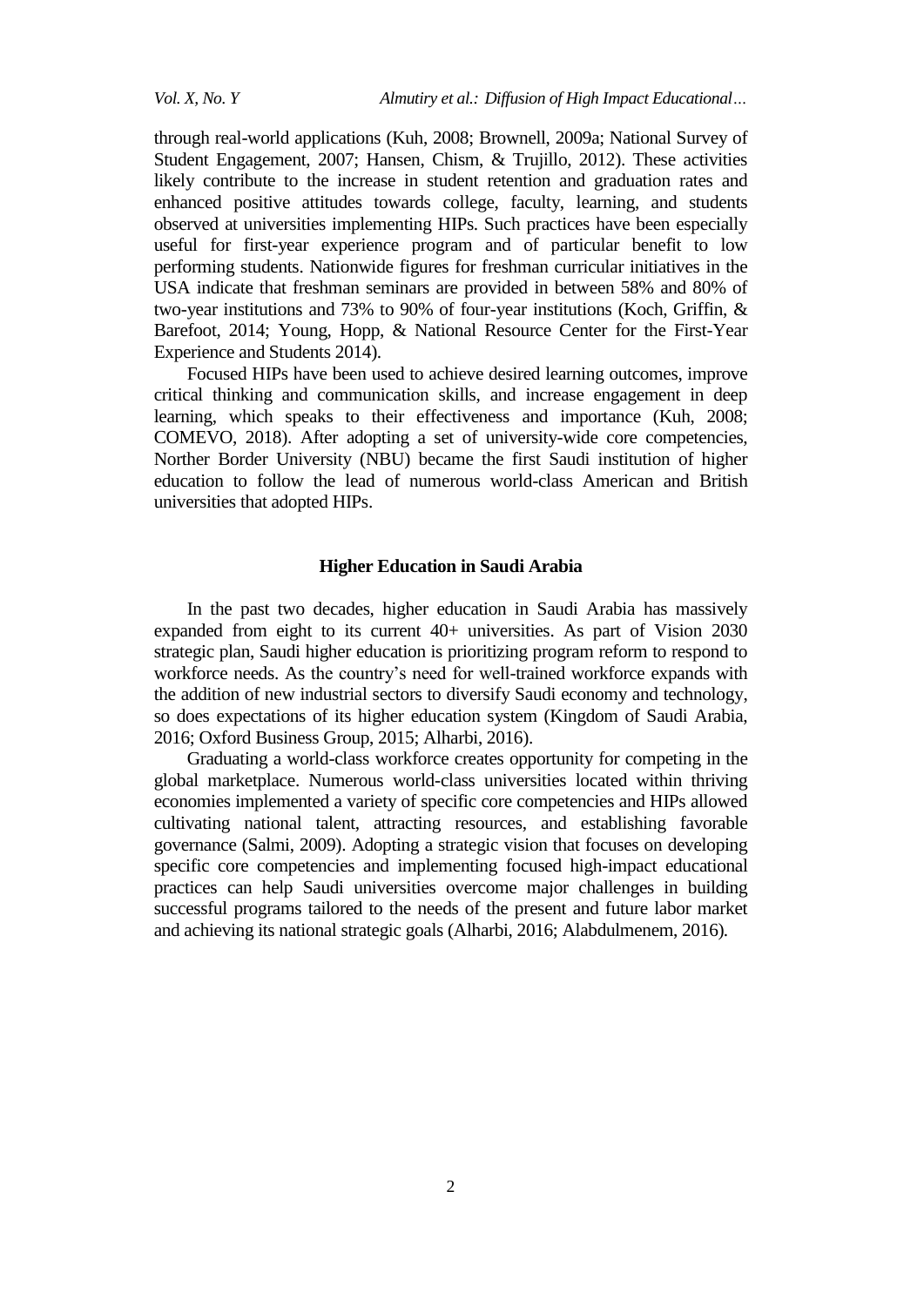through real-world applications (Kuh, 2008; Brownell, 2009a; National Survey of Student Engagement, 2007; Hansen, Chism, & Trujillo, 2012). These activities likely contribute to the increase in student retention and graduation rates and enhanced positive attitudes towards college, faculty, learning, and students observed at universities implementing HIPs. Such practices have been especially useful for first-year experience program and of particular benefit to low performing students. Nationwide figures for freshman curricular initiatives in the USA indicate that freshman seminars are provided in between 58% and 80% of two-year institutions and 73% to 90% of four-year institutions (Koch, Griffin, & Barefoot, 2014; Young, Hopp, & National Resource Center for the First-Year Experience and Students 2014).

Focused HIPs have been used to achieve desired learning outcomes, improve critical thinking and communication skills, and increase engagement in deep learning, which speaks to their effectiveness and importance (Kuh, 2008; COMEVO, 2018). After adopting a set of university-wide core competencies, Norther Border University (NBU) became the first Saudi institution of higher education to follow the lead of numerous world-class American and British universities that adopted HIPs.

## Higher Education in Saudi Arabia

In the past two decades, higher education in Saudi Arabia has massively expanded from eight to its current 40+ universities. As part of Vision 2030 strategic plan, Saudi higher education is prioritizing program reform to respond to workforce needs. As the country's need for well-trained workforce expands with the addition of new industrial sectors to diversify Saudi economy and technology, so does expectations of its higher education system (Kingdom of Saudi Arabia, 2016; Oxford Business Group, 2015; Alharbi, 2016).

Graduating a world-class workforce creates opportunity for competing in the global marketplace. Numerous world-class universities located within thriving economies implemented a variety of specific core competencies and HIPs allowed cultivating national talent, attracting resources, and establishing favorable governance (Salmi, 2009). Adopting a strategic vision that focuses on developing specific core competencies and implementing focused high-impact educational practices can help Saudi universities overcome major challenges in building successful programs tailored to the needs of the present and future labor market and achieving its national strategic goals (Alharbi, 2016; Alabdulmenem, 2016).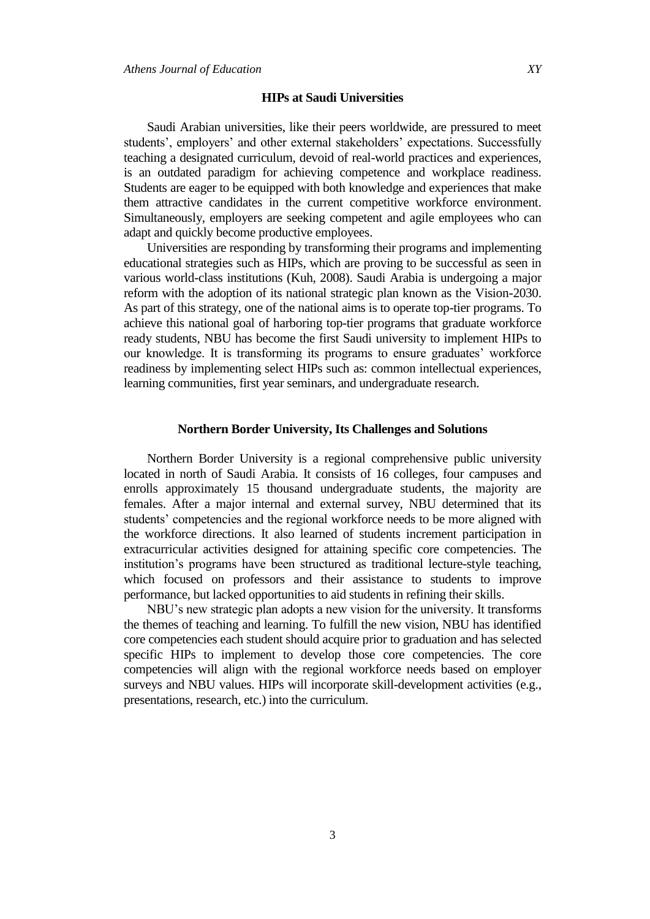## HIPs at Saudi Universities

Saudi Arabian universities, like their peers worldwide, are pressured to meet students', employers' and other external stakeholders' expectations. Successfully teaching a designated curriculum, devoid of real-world practices and experiences, is an outdated paradigm for achieving competence and workplace readiness. Students are eager to be equipped with both knowledge and experiences that make them attractive candidates in the current competitive workforce environment. Simultaneously, employers are seeking competent and agile employees who can adapt and quickly become productive employees.

Universities are responding by transforming their programs and implementing educational strategies such as HIPs, which are proving to be successful as seen in various world-class institutions (Kuh, 2008). Saudi Arabia is undergoing a major reform with the adoption of its national strategic plan known as the Vision-2030. As part of this strategy, one of the national aims is to operate top-tier programs. To achieve this national goal of harboring top-tier programs that graduate workforce ready students, NBU has become the first Saudi university to implement HIPs to our knowledge. It is transforming its programs to ensure graduates' workforce readiness by implementing select HIPs such as: common intellectual experiences, learning communities, first year seminars, and undergraduate research.

## Northern Border University, Its Challenges and Solutions

Northern Border University is a regional comprehensive public university located in north of Saudi Arabia. It consists of 16 colleges, four campuses and enrolls approximately 15 thousand undergraduate students, the majority are females. After a major internal and external survey, NBU determined that its students' competencies and the regional workforce needs to be more aligned with the workforce directions. It also learned of students increment participation in extracurricular activities designed for attaining specific core competencies. The institution's programs have been structured as traditional lecture-style teaching, which focused on professors and their assistance to students to improve performance, but lacked opportunities to aid students in refining their skills.

NBU's new strategic plan adopts a new vision for the university. It transforms the themes of teaching and learning. To fulfill the new vision, NBU has identified core competencies each student should acquire prior to graduation and has selected specific HIPs to implement to develop those core competencies. The core competencies will align with the regional workforce needs based on employer surveys and NBU values. HIPs will incorporate skill-development activities (e.g., presentations, research, etc.) into the curriculum.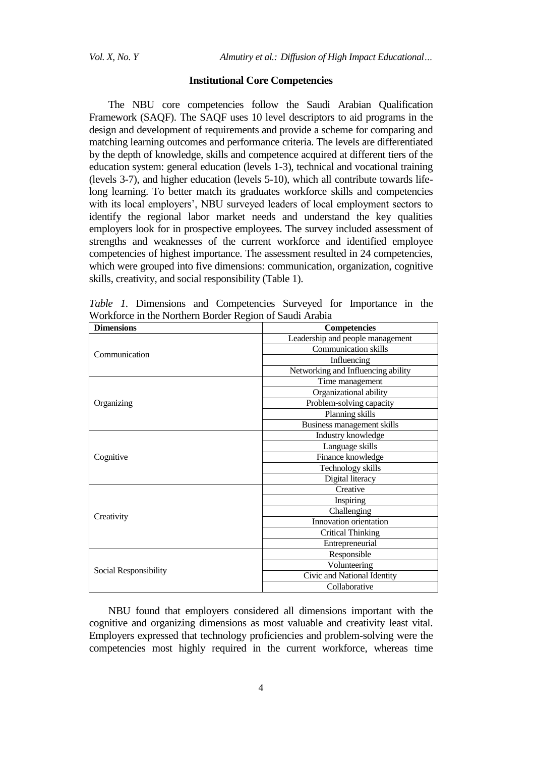## Institutional Core Competencies

The NBU core competencies follow the Saudi Arabian Qualification Framework (SAQF). The SAQF uses 10 level descriptors to aid programs in the design and development of requirements and provide a scheme for comparing and matching learning outcomes and performance criteria. The levels are differentiated by the depth of knowledge, skills and competence acquired at different tiers of the education system: general education (levels 1-3), technical and vocational training (levels 3-7), and higher education (levels 5-10), which all contribute towards life-long learning. To better match its graduates workforce skills and competencies with its local employers', NBU surveyed leaders of local employment sectors to identify the regional labor market needs and understand the key qualities employers look for in prospective employees. The survey included assessment of strengths and weaknesses of the current workforce and identified employee competencies of highest importance. The assessment resulted in 24 competencies, which were grouped into five dimensions: communication, organization, cognitive skills, creativity, and social responsibility (Table 1).

*Table 1.* Dimensions and Competencies Surveyed for Importance in the Workforce in the Northern Border Region of Saudi Arabia

| Dimensions | Competencies |
|---|---|
| Communication | Leadership and people management |
| | Communication skills |
| | Influencing |
| | Networking and Influencing ability |
| Organizing | Time management |
| | Organizational ability |
| | Problem-solving capacity |
| | Planning skills |
| | Business management skills |
| Cognitive | Industry knowledge |
| | Language skills |
| | Finance knowledge |
| | Technology skills |
| | Digital literacy |
| Creativity | Creative |
| | Inspiring |
| | Challenging |
| | Innovation orientation |
| | Critical Thinking |
| | Entrepreneurial |
| Social Responsibility | Responsible |
| | Volunteering |
| | Civic and National Identity |
| | Collaborative |

NBU found that employers considered all dimensions important with the cognitive and organizing dimensions as most valuable and creativity least vital. Employers expressed that technology proficiencies and problem-solving were the competencies most highly required in the current workforce, whereas time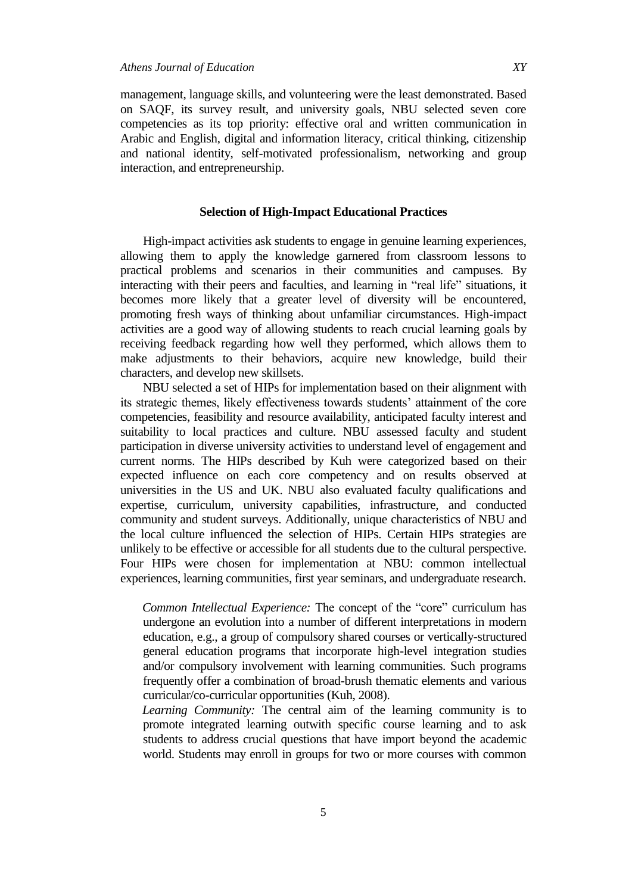management, language skills, and volunteering were the least demonstrated. Based on SAQF, its survey result, and university goals, NBU selected seven core competencies as its top priority: effective oral and written communication in Arabic and English, digital and information literacy, critical thinking, citizenship and national identity, self-motivated professionalism, networking and group interaction, and entrepreneurship.

## Selection of High-Impact Educational Practices

High-impact activities ask students to engage in genuine learning experiences, allowing them to apply the knowledge garnered from classroom lessons to practical problems and scenarios in their communities and campuses. By interacting with their peers and faculties, and learning in "real life" situations, it becomes more likely that a greater level of diversity will be encountered, promoting fresh ways of thinking about unfamiliar circumstances. High-impact activities are a good way of allowing students to reach crucial learning goals by receiving feedback regarding how well they performed, which allows them to make adjustments to their behaviors, acquire new knowledge, build their characters, and develop new skillsets.

NBU selected a set of HIPs for implementation based on their alignment with its strategic themes, likely effectiveness towards students' attainment of the core competencies, feasibility and resource availability, anticipated faculty interest and suitability to local practices and culture. NBU assessed faculty and student participation in diverse university activities to understand level of engagement and current norms. The HIPs described by Kuh were categorized based on their expected influence on each core competency and on results observed at universities in the US and UK. NBU also evaluated faculty qualifications and expertise, curriculum, university capabilities, infrastructure, and conducted community and student surveys. Additionally, unique characteristics of NBU and the local culture influenced the selection of HIPs. Certain HIPs strategies are unlikely to be effective or accessible for all students due to the cultural perspective. Four HIPs were chosen for implementation at NBU: common intellectual experiences, learning communities, first year seminars, and undergraduate research.

*Common Intellectual Experience:* The concept of the "core" curriculum has undergone an evolution into a number of different interpretations in modern education, e.g., a group of compulsory shared courses or vertically-structured general education programs that incorporate high-level integration studies and/or compulsory involvement with learning communities. Such programs frequently offer a combination of broad-brush thematic elements and various curricular/co-curricular opportunities (Kuh, 2008).

*Learning Community:* The central aim of the learning community is to promote integrated learning outwith specific course learning and to ask students to address crucial questions that have import beyond the academic world. Students may enroll in groups for two or more courses with common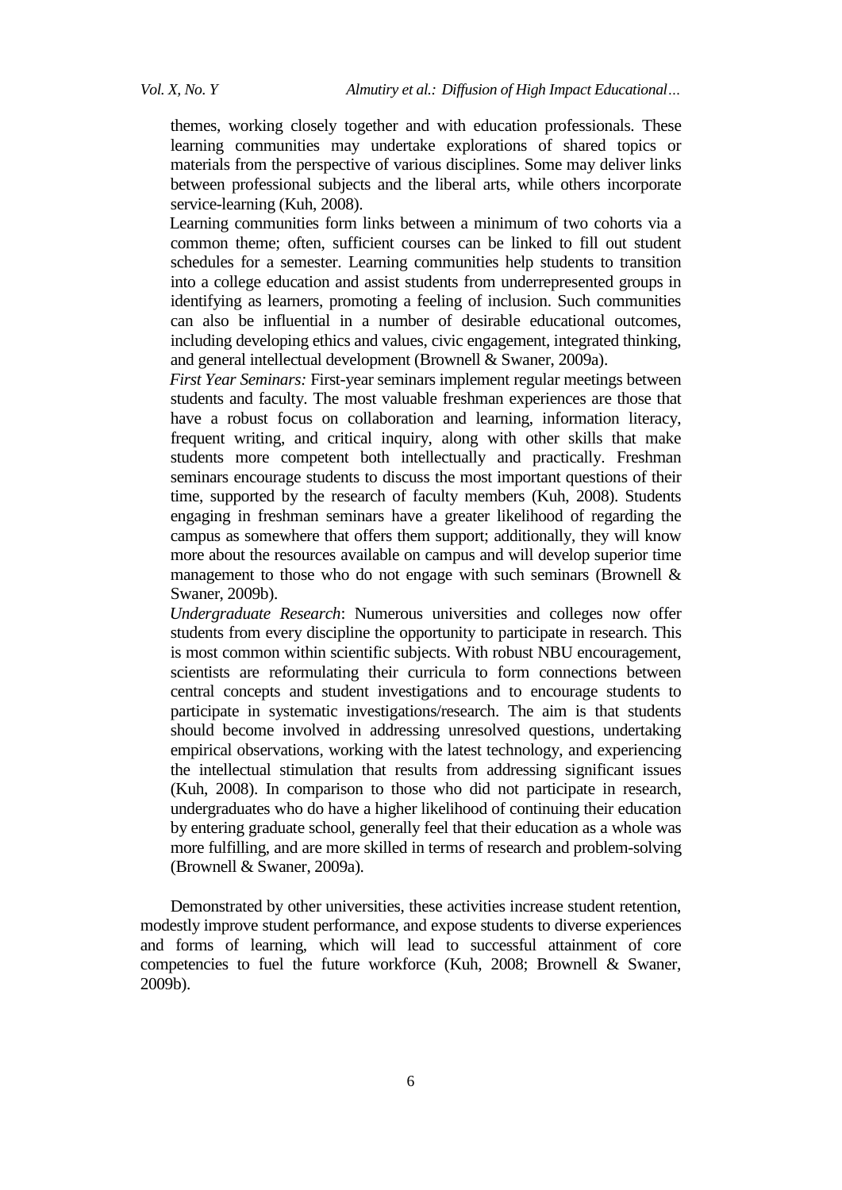themes, working closely together and with education professionals. These learning communities may undertake explorations of shared topics or materials from the perspective of various disciplines. Some may deliver links between professional subjects and the liberal arts, while others incorporate service-learning (Kuh, 2008).

Learning communities form links between a minimum of two cohorts via a common theme; often, sufficient courses can be linked to fill out student schedules for a semester. Learning communities help students to transition into a college education and assist students from underrepresented groups in identifying as learners, promoting a feeling of inclusion. Such communities can also be influential in a number of desirable educational outcomes, including developing ethics and values, civic engagement, integrated thinking, and general intellectual development (Brownell & Swaner, 2009a).

*First Year Seminars:* First-year seminars implement regular meetings between students and faculty. The most valuable freshman experiences are those that have a robust focus on collaboration and learning, information literacy, frequent writing, and critical inquiry, along with other skills that make students more competent both intellectually and practically. Freshman seminars encourage students to discuss the most important questions of their time, supported by the research of faculty members (Kuh, 2008). Students engaging in freshman seminars have a greater likelihood of regarding the campus as somewhere that offers them support; additionally, they will know more about the resources available on campus and will develop superior time management to those who do not engage with such seminars (Brownell & Swaner, 2009b).

*Undergraduate Research*: Numerous universities and colleges now offer students from every discipline the opportunity to participate in research. This is most common within scientific subjects. With robust NBU encouragement, scientists are reformulating their curricula to form connections between central concepts and student investigations and to encourage students to participate in systematic investigations/research. The aim is that students should become involved in addressing unresolved questions, undertaking empirical observations, working with the latest technology, and experiencing the intellectual stimulation that results from addressing significant issues (Kuh, 2008). In comparison to those who did not participate in research, undergraduates who do have a higher likelihood of continuing their education by entering graduate school, generally feel that their education as a whole was more fulfilling, and are more skilled in terms of research and problem-solving (Brownell & Swaner, 2009a).

Demonstrated by other universities, these activities increase student retention, modestly improve student performance, and expose students to diverse experiences and forms of learning, which will lead to successful attainment of core competencies to fuel the future workforce (Kuh, 2008; Brownell & Swaner, 2009b).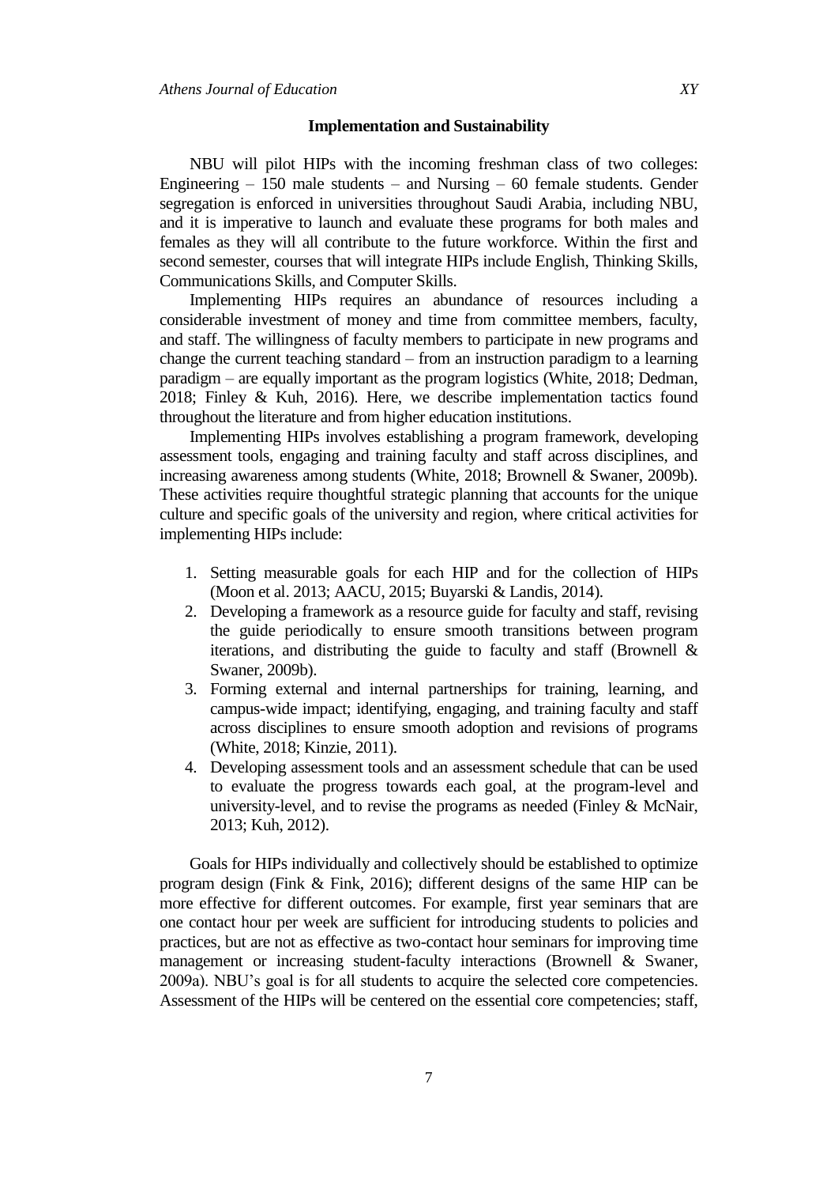## Implementation and Sustainability

NBU will pilot HIPs with the incoming freshman class of two colleges: Engineering – 150 male students – and Nursing – 60 female students. Gender segregation is enforced in universities throughout Saudi Arabia, including NBU, and it is imperative to launch and evaluate these programs for both males and females as they will all contribute to the future workforce. Within the first and second semester, courses that will integrate HIPs include English, Thinking Skills, Communications Skills, and Computer Skills.

Implementing HIPs requires an abundance of resources including a considerable investment of money and time from committee members, faculty, and staff. The willingness of faculty members to participate in new programs and change the current teaching standard – from an instruction paradigm to a learning paradigm – are equally important as the program logistics (White, 2018; Dedman, 2018; Finley & Kuh, 2016). Here, we describe implementation tactics found throughout the literature and from higher education institutions.

Implementing HIPs involves establishing a program framework, developing assessment tools, engaging and training faculty and staff across disciplines, and increasing awareness among students (White, 2018; Brownell & Swaner, 2009b). These activities require thoughtful strategic planning that accounts for the unique culture and specific goals of the university and region, where critical activities for implementing HIPs include:

1. Setting measurable goals for each HIP and for the collection of HIPs (Moon et al. 2013; AACU, 2015; Buyarski & Landis, 2014).
2. Developing a framework as a resource guide for faculty and staff, revising the guide periodically to ensure smooth transitions between program iterations, and distributing the guide to faculty and staff (Brownell & Swaner, 2009b).
3. Forming external and internal partnerships for training, learning, and campus-wide impact; identifying, engaging, and training faculty and staff across disciplines to ensure smooth adoption and revisions of programs (White, 2018; Kinzie, 2011).
4. Developing assessment tools and an assessment schedule that can be used to evaluate the progress towards each goal, at the program-level and university-level, and to revise the programs as needed (Finley & McNair, 2013; Kuh, 2012).

Goals for HIPs individually and collectively should be established to optimize program design (Fink & Fink, 2016); different designs of the same HIP can be more effective for different outcomes. For example, first year seminars that are one contact hour per week are sufficient for introducing students to policies and practices, but are not as effective as two-contact hour seminars for improving time management or increasing student-faculty interactions (Brownell & Swaner, 2009a). NBU's goal is for all students to acquire the selected core competencies. Assessment of the HIPs will be centered on the essential core competencies; staff,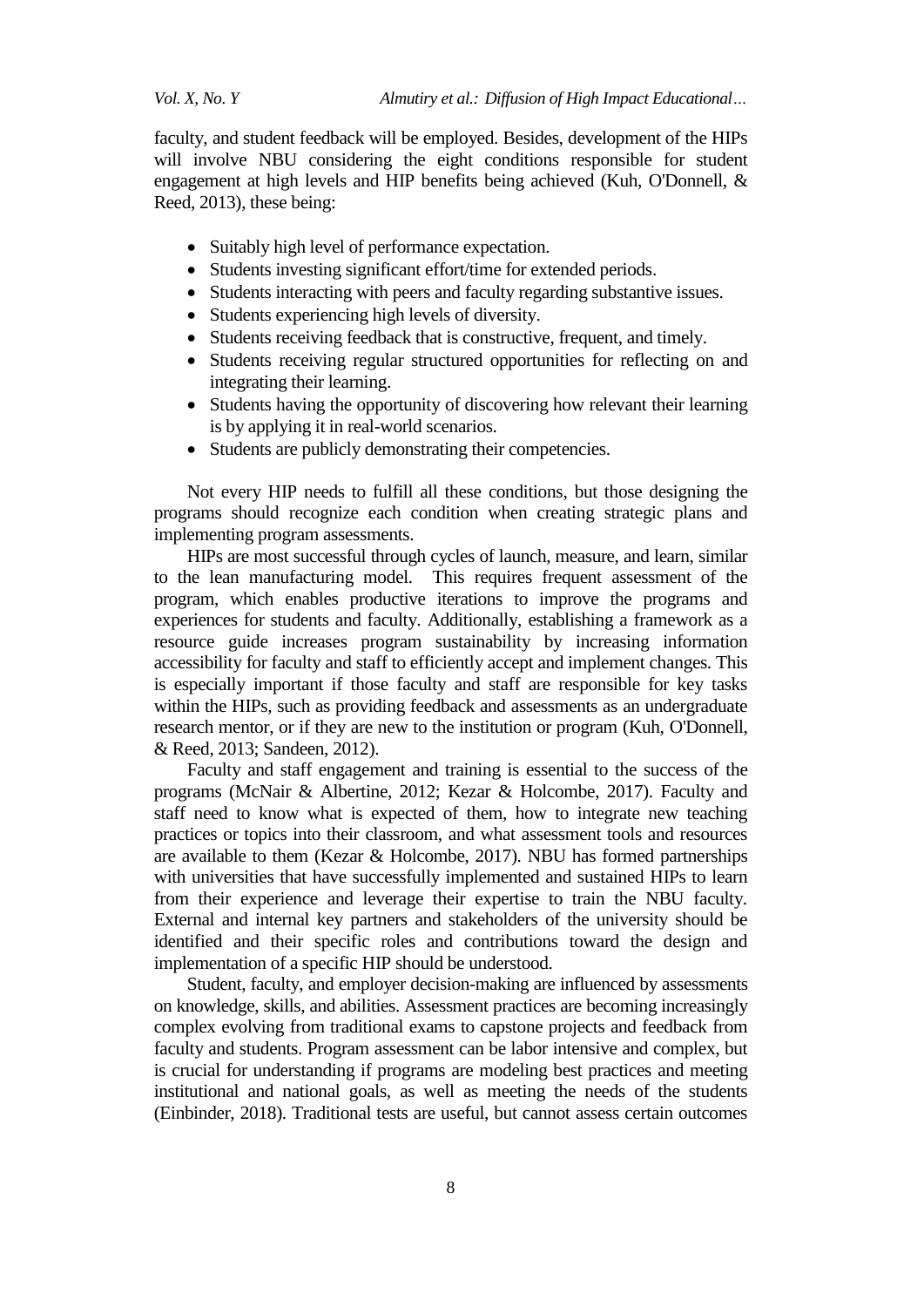faculty, and student feedback will be employed. Besides, development of the HIPs will involve NBU considering the eight conditions responsible for student engagement at high levels and HIP benefits being achieved (Kuh, O'Donnell, & Reed, 2013), these being:

- Suitably high level of performance expectation.
- Students investing significant effort/time for extended periods.
- Students interacting with peers and faculty regarding substantive issues.
- Students experiencing high levels of diversity.
- Students receiving feedback that is constructive, frequent, and timely.
- Students receiving regular structured opportunities for reflecting on and integrating their learning.
- Students having the opportunity of discovering how relevant their learning is by applying it in real-world scenarios.
- Students are publicly demonstrating their competencies.

Not every HIP needs to fulfill all these conditions, but those designing the programs should recognize each condition when creating strategic plans and implementing program assessments.

HIPs are most successful through cycles of launch, measure, and learn, similar to the lean manufacturing model. This requires frequent assessment of the program, which enables productive iterations to improve the programs and experiences for students and faculty. Additionally, establishing a framework as a resource guide increases program sustainability by increasing information accessibility for faculty and staff to efficiently accept and implement changes. This is especially important if those faculty and staff are responsible for key tasks within the HIPs, such as providing feedback and assessments as an undergraduate research mentor, or if they are new to the institution or program (Kuh, O'Donnell, & Reed, 2013; Sandeen, 2012).

Faculty and staff engagement and training is essential to the success of the programs (McNair & Albertine, 2012; Kezar & Holcombe, 2017). Faculty and staff need to know what is expected of them, how to integrate new teaching practices or topics into their classroom, and what assessment tools and resources are available to them (Kezar & Holcombe, 2017). NBU has formed partnerships with universities that have successfully implemented and sustained HIPs to learn from their experience and leverage their expertise to train the NBU faculty. External and internal key partners and stakeholders of the university should be identified and their specific roles and contributions toward the design and implementation of a specific HIP should be understood.

Student, faculty, and employer decision-making are influenced by assessments on knowledge, skills, and abilities. Assessment practices are becoming increasingly complex evolving from traditional exams to capstone projects and feedback from faculty and students. Program assessment can be labor intensive and complex, but is crucial for understanding if programs are modeling best practices and meeting institutional and national goals, as well as meeting the needs of the students (Einbinder, 2018). Traditional tests are useful, but cannot assess certain outcomes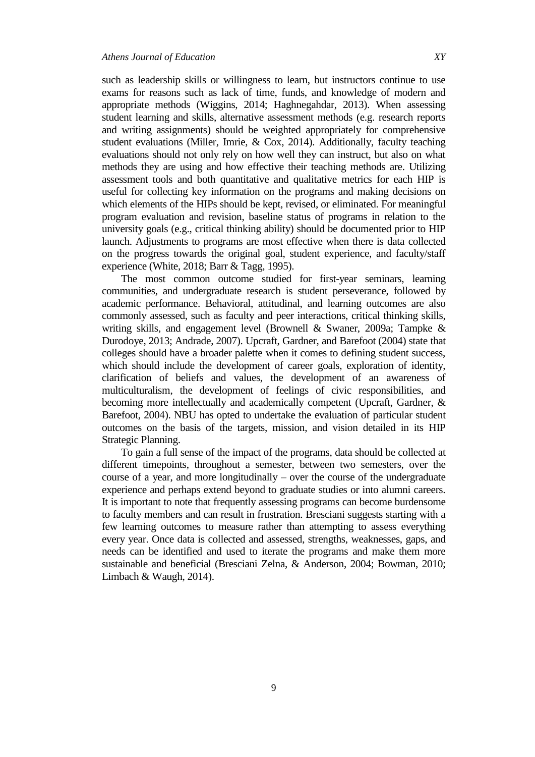such as leadership skills or willingness to learn, but instructors continue to use exams for reasons such as lack of time, funds, and knowledge of modern and appropriate methods (Wiggins, 2014; Haghnegahdar, 2013). When assessing student learning and skills, alternative assessment methods (e.g. research reports and writing assignments) should be weighted appropriately for comprehensive student evaluations (Miller, Imrie, & Cox, 2014). Additionally, faculty teaching evaluations should not only rely on how well they can instruct, but also on what methods they are using and how effective their teaching methods are. Utilizing assessment tools and both quantitative and qualitative metrics for each HIP is useful for collecting key information on the programs and making decisions on which elements of the HIPs should be kept, revised, or eliminated. For meaningful program evaluation and revision, baseline status of programs in relation to the university goals (e.g., critical thinking ability) should be documented prior to HIP launch. Adjustments to programs are most effective when there is data collected on the progress towards the original goal, student experience, and faculty/staff experience (White, 2018; Barr & Tagg, 1995).

The most common outcome studied for first-year seminars, learning communities, and undergraduate research is student perseverance, followed by academic performance. Behavioral, attitudinal, and learning outcomes are also commonly assessed, such as faculty and peer interactions, critical thinking skills, writing skills, and engagement level (Brownell & Swaner, 2009a; Tampke & Durodoye, 2013; Andrade, 2007). Upcraft, Gardner, and Barefoot (2004) state that colleges should have a broader palette when it comes to defining student success, which should include the development of career goals, exploration of identity, clarification of beliefs and values, the development of an awareness of multiculturalism, the development of feelings of civic responsibilities, and becoming more intellectually and academically competent (Upcraft, Gardner, & Barefoot, 2004). NBU has opted to undertake the evaluation of particular student outcomes on the basis of the targets, mission, and vision detailed in its HIP Strategic Planning.

To gain a full sense of the impact of the programs, data should be collected at different timepoints, throughout a semester, between two semesters, over the course of a year, and more longitudinally – over the course of the undergraduate experience and perhaps extend beyond to graduate studies or into alumni careers. It is important to note that frequently assessing programs can become burdensome to faculty members and can result in frustration. Bresciani suggests starting with a few learning outcomes to measure rather than attempting to assess everything every year. Once data is collected and assessed, strengths, weaknesses, gaps, and needs can be identified and used to iterate the programs and make them more sustainable and beneficial (Bresciani Zelna, & Anderson, 2004; Bowman, 2010; Limbach & Waugh, 2014).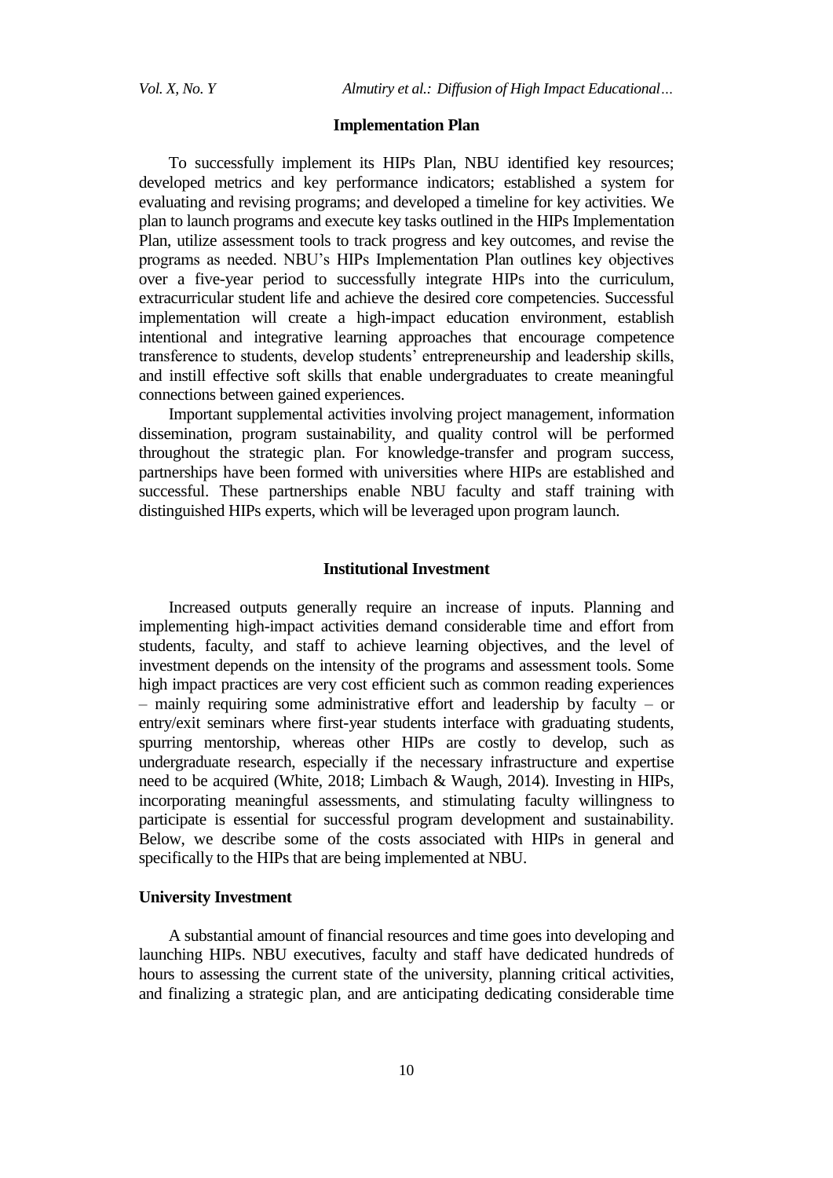## Implementation Plan

To successfully implement its HIPs Plan, NBU identified key resources; developed metrics and key performance indicators; established a system for evaluating and revising programs; and developed a timeline for key activities. We plan to launch programs and execute key tasks outlined in the HIPs Implementation Plan, utilize assessment tools to track progress and key outcomes, and revise the programs as needed. NBU's HIPs Implementation Plan outlines key objectives over a five-year period to successfully integrate HIPs into the curriculum, extracurricular student life and achieve the desired core competencies. Successful implementation will create a high-impact education environment, establish intentional and integrative learning approaches that encourage competence transference to students, develop students' entrepreneurship and leadership skills, and instill effective soft skills that enable undergraduates to create meaningful connections between gained experiences.

Important supplemental activities involving project management, information dissemination, program sustainability, and quality control will be performed throughout the strategic plan. For knowledge-transfer and program success, partnerships have been formed with universities where HIPs are established and successful. These partnerships enable NBU faculty and staff training with distinguished HIPs experts, which will be leveraged upon program launch.

## Institutional Investment

Increased outputs generally require an increase of inputs. Planning and implementing high-impact activities demand considerable time and effort from students, faculty, and staff to achieve learning objectives, and the level of investment depends on the intensity of the programs and assessment tools. Some high impact practices are very cost efficient such as common reading experiences – mainly requiring some administrative effort and leadership by faculty – or entry/exit seminars where first-year students interface with graduating students, spurring mentorship, whereas other HIPs are costly to develop, such as undergraduate research, especially if the necessary infrastructure and expertise need to be acquired (White, 2018; Limbach & Waugh, 2014). Investing in HIPs, incorporating meaningful assessments, and stimulating faculty willingness to participate is essential for successful program development and sustainability. Below, we describe some of the costs associated with HIPs in general and specifically to the HIPs that are being implemented at NBU.

### University Investment

A substantial amount of financial resources and time goes into developing and launching HIPs. NBU executives, faculty and staff have dedicated hundreds of hours to assessing the current state of the university, planning critical activities, and finalizing a strategic plan, and are anticipating dedicating considerable time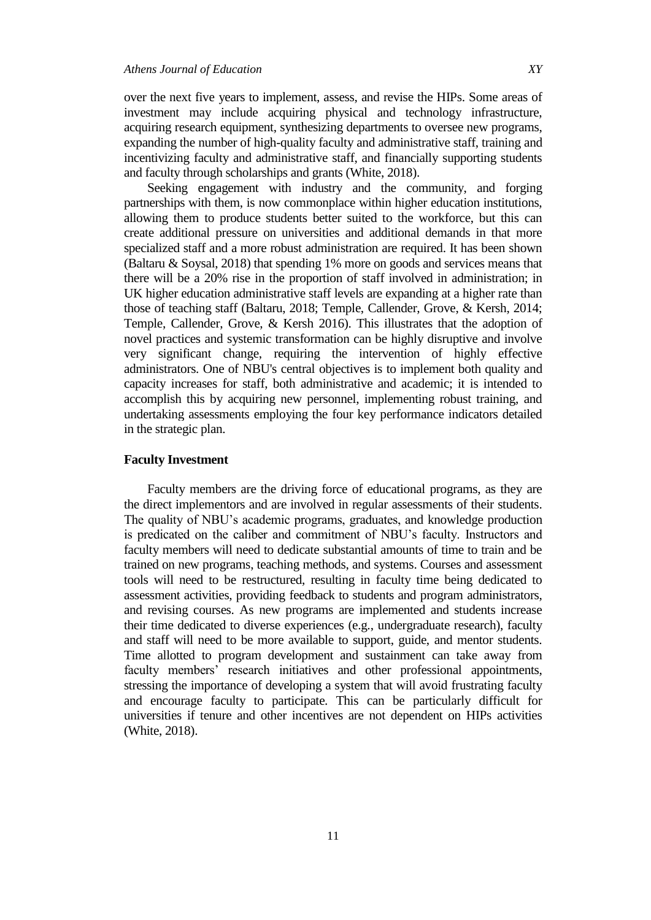over the next five years to implement, assess, and revise the HIPs. Some areas of investment may include acquiring physical and technology infrastructure, acquiring research equipment, synthesizing departments to oversee new programs, expanding the number of high-quality faculty and administrative staff, training and incentivizing faculty and administrative staff, and financially supporting students and faculty through scholarships and grants (White, 2018).

Seeking engagement with industry and the community, and forging partnerships with them, is now commonplace within higher education institutions, allowing them to produce students better suited to the workforce, but this can create additional pressure on universities and additional demands in that more specialized staff and a more robust administration are required. It has been shown (Baltaru & Soysal, 2018) that spending 1% more on goods and services means that there will be a 20% rise in the proportion of staff involved in administration; in UK higher education administrative staff levels are expanding at a higher rate than those of teaching staff (Baltaru, 2018; Temple, Callender, Grove, & Kersh, 2014; Temple, Callender, Grove, & Kersh 2016). This illustrates that the adoption of novel practices and systemic transformation can be highly disruptive and involve very significant change, requiring the intervention of highly effective administrators. One of NBU's central objectives is to implement both quality and capacity increases for staff, both administrative and academic; it is intended to accomplish this by acquiring new personnel, implementing robust training, and undertaking assessments employing the four key performance indicators detailed in the strategic plan.

**Faculty Investment**

Faculty members are the driving force of educational programs, as they are the direct implementors and are involved in regular assessments of their students. The quality of NBU's academic programs, graduates, and knowledge production is predicated on the caliber and commitment of NBU's faculty. Instructors and faculty members will need to dedicate substantial amounts of time to train and be trained on new programs, teaching methods, and systems. Courses and assessment tools will need to be restructured, resulting in faculty time being dedicated to assessment activities, providing feedback to students and program administrators, and revising courses. As new programs are implemented and students increase their time dedicated to diverse experiences (e.g., undergraduate research), faculty and staff will need to be more available to support, guide, and mentor students. Time allotted to program development and sustainment can take away from faculty members' research initiatives and other professional appointments, stressing the importance of developing a system that will avoid frustrating faculty and encourage faculty to participate. This can be particularly difficult for universities if tenure and other incentives are not dependent on HIPs activities (White, 2018).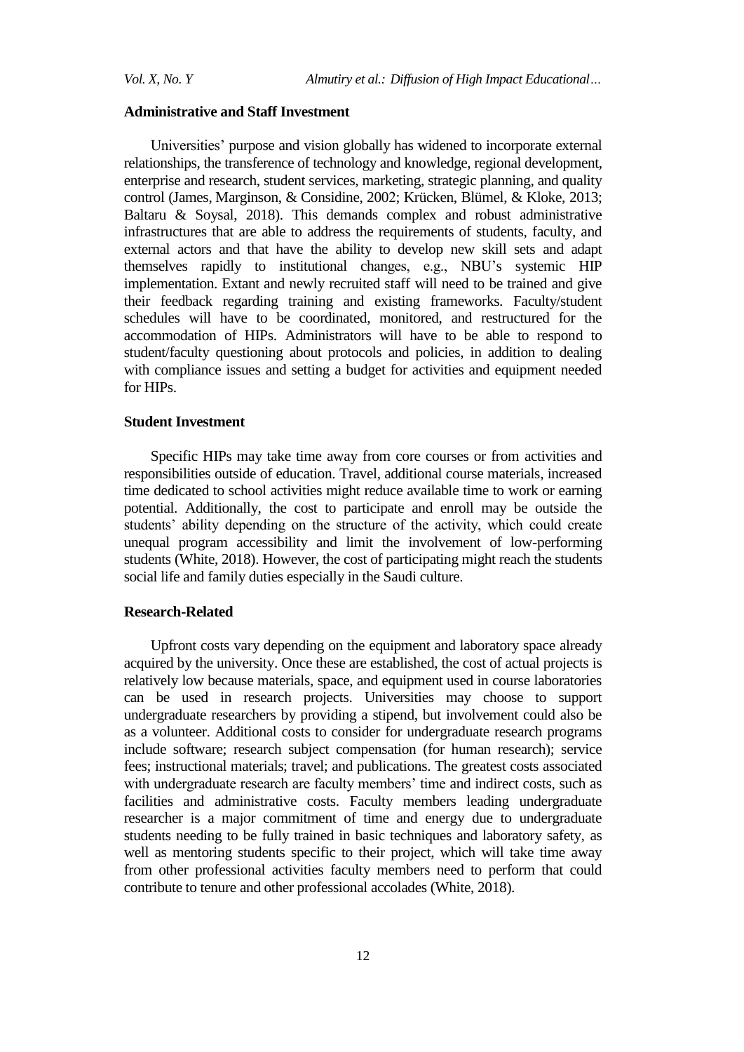### Administrative and Staff Investment

Universities' purpose and vision globally has widened to incorporate external relationships, the transference of technology and knowledge, regional development, enterprise and research, student services, marketing, strategic planning, and quality control (James, Marginson, & Considine, 2002; Krücken, Blümel, & Kloke, 2013; Baltaru & Soysal, 2018). This demands complex and robust administrative infrastructures that are able to address the requirements of students, faculty, and external actors and that have the ability to develop new skill sets and adapt themselves rapidly to institutional changes, e.g., NBU's systemic HIP implementation. Extant and newly recruited staff will need to be trained and give their feedback regarding training and existing frameworks. Faculty/student schedules will have to be coordinated, monitored, and restructured for the accommodation of HIPs. Administrators will have to be able to respond to student/faculty questioning about protocols and policies, in addition to dealing with compliance issues and setting a budget for activities and equipment needed for HIPs.

### Student Investment

Specific HIPs may take time away from core courses or from activities and responsibilities outside of education. Travel, additional course materials, increased time dedicated to school activities might reduce available time to work or earning potential. Additionally, the cost to participate and enroll may be outside the students' ability depending on the structure of the activity, which could create unequal program accessibility and limit the involvement of low-performing students (White, 2018). However, the cost of participating might reach the students social life and family duties especially in the Saudi culture.

### Research-Related

Upfront costs vary depending on the equipment and laboratory space already acquired by the university. Once these are established, the cost of actual projects is relatively low because materials, space, and equipment used in course laboratories can be used in research projects. Universities may choose to support undergraduate researchers by providing a stipend, but involvement could also be as a volunteer. Additional costs to consider for undergraduate research programs include software; research subject compensation (for human research); service fees; instructional materials; travel; and publications. The greatest costs associated with undergraduate research are faculty members' time and indirect costs, such as facilities and administrative costs. Faculty members leading undergraduate researcher is a major commitment of time and energy due to undergraduate students needing to be fully trained in basic techniques and laboratory safety, as well as mentoring students specific to their project, which will take time away from other professional activities faculty members need to perform that could contribute to tenure and other professional accolades (White, 2018).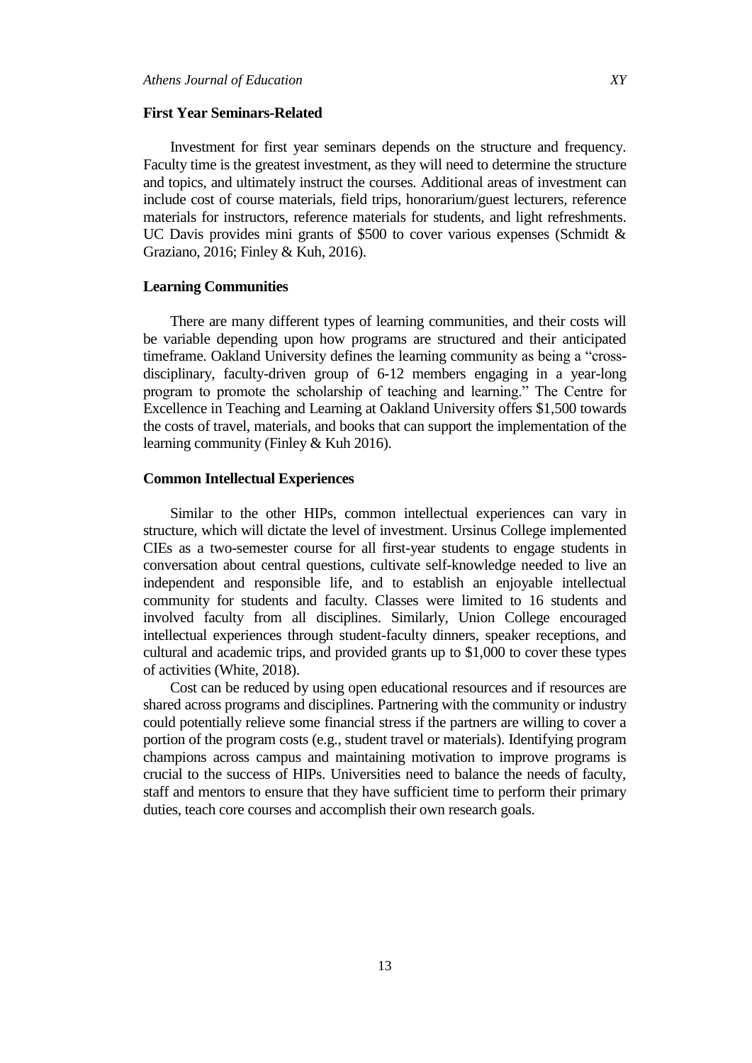### First Year Seminars-Related

Investment for first year seminars depends on the structure and frequency. Faculty time is the greatest investment, as they will need to determine the structure and topics, and ultimately instruct the courses. Additional areas of investment can include cost of course materials, field trips, honorarium/guest lecturers, reference materials for instructors, reference materials for students, and light refreshments. UC Davis provides mini grants of $500 to cover various expenses (Schmidt & Graziano, 2016; Finley & Kuh, 2016).

### Learning Communities

There are many different types of learning communities, and their costs will be variable depending upon how programs are structured and their anticipated timeframe. Oakland University defines the learning community as being a "cross-disciplinary, faculty-driven group of 6-12 members engaging in a year-long program to promote the scholarship of teaching and learning." The Centre for Excellence in Teaching and Learning at Oakland University offers $1,500 towards the costs of travel, materials, and books that can support the implementation of the learning community (Finley & Kuh 2016).

### Common Intellectual Experiences

Similar to the other HIPs, common intellectual experiences can vary in structure, which will dictate the level of investment. Ursinus College implemented CIEs as a two-semester course for all first-year students to engage students in conversation about central questions, cultivate self-knowledge needed to live an independent and responsible life, and to establish an enjoyable intellectual community for students and faculty. Classes were limited to 16 students and involved faculty from all disciplines. Similarly, Union College encouraged intellectual experiences through student-faculty dinners, speaker receptions, and cultural and academic trips, and provided grants up to $1,000 to cover these types of activities (White, 2018).

Cost can be reduced by using open educational resources and if resources are shared across programs and disciplines. Partnering with the community or industry could potentially relieve some financial stress if the partners are willing to cover a portion of the program costs (e.g., student travel or materials). Identifying program champions across campus and maintaining motivation to improve programs is crucial to the success of HIPs. Universities need to balance the needs of faculty, staff and mentors to ensure that they have sufficient time to perform their primary duties, teach core courses and accomplish their own research goals.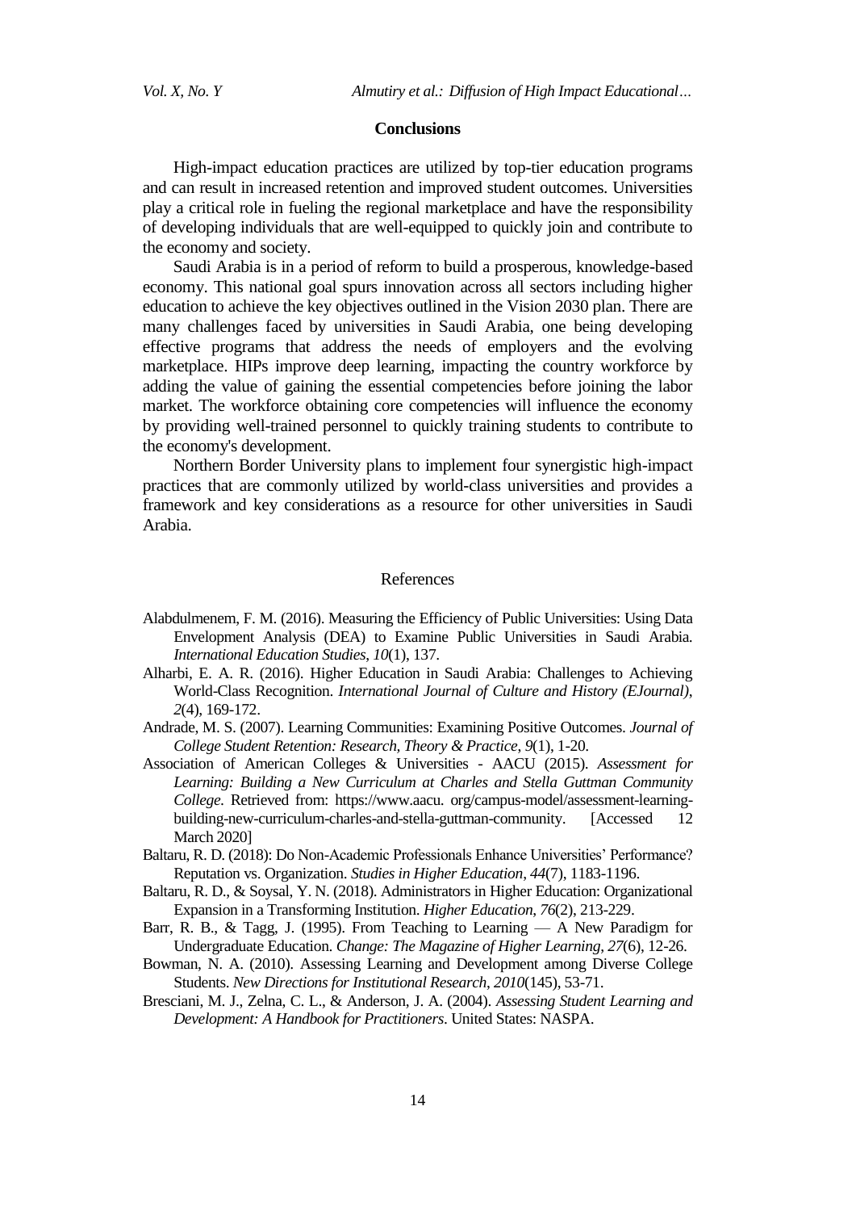## Conclusions

High-impact education practices are utilized by top-tier education programs and can result in increased retention and improved student outcomes. Universities play a critical role in fueling the regional marketplace and have the responsibility of developing individuals that are well-equipped to quickly join and contribute to the economy and society.

Saudi Arabia is in a period of reform to build a prosperous, knowledge-based economy. This national goal spurs innovation across all sectors including higher education to achieve the key objectives outlined in the Vision 2030 plan. There are many challenges faced by universities in Saudi Arabia, one being developing effective programs that address the needs of employers and the evolving marketplace. HIPs improve deep learning, impacting the country workforce by adding the value of gaining the essential competencies before joining the labor market. The workforce obtaining core competencies will influence the economy by providing well-trained personnel to quickly training students to contribute to the economy's development.

Northern Border University plans to implement four synergistic high-impact practices that are commonly utilized by world-class universities and provides a framework and key considerations as a resource for other universities in Saudi Arabia.

## References

Alabdulmenem, F. M. (2016). Measuring the Efficiency of Public Universities: Using Data Envelopment Analysis (DEA) to Examine Public Universities in Saudi Arabia. *International Education Studies*, *10*(1), 137.

Alharbi, E. A. R. (2016). Higher Education in Saudi Arabia: Challenges to Achieving World-Class Recognition. *International Journal of Culture and History (EJournal)*, *2*(4), 169-172.

Andrade, M. S. (2007). Learning Communities: Examining Positive Outcomes. *Journal of College Student Retention: Research, Theory & Practice*, *9*(1), 1-20.

Association of American Colleges & Universities - AACU (2015). *Assessment for Learning: Building a New Curriculum at Charles and Stella Guttman Community College*. Retrieved from: https://www.aacu. org/campus-model/assessment-learning-building-new-curriculum-charles-and-stella-guttman-community. [Accessed 12 March 2020]

Baltaru, R. D. (2018): Do Non-Academic Professionals Enhance Universities' Performance? Reputation vs. Organization. *Studies in Higher Education*, *44*(7), 1183-1196.

Baltaru, R. D., & Soysal, Y. N. (2018). Administrators in Higher Education: Organizational Expansion in a Transforming Institution. *Higher Education*, *76*(2), 213-229.

Barr, R. B., & Tagg, J. (1995). From Teaching to Learning — A New Paradigm for Undergraduate Education. *Change: The Magazine of Higher Learning*, *27*(6), 12-26.

Bowman, N. A. (2010). Assessing Learning and Development among Diverse College Students. *New Directions for Institutional Research*, *2010*(145), 53-71.

Bresciani, M. J., Zelna, C. L., & Anderson, J. A. (2004). *Assessing Student Learning and Development: A Handbook for Practitioners*. United States: NASPA.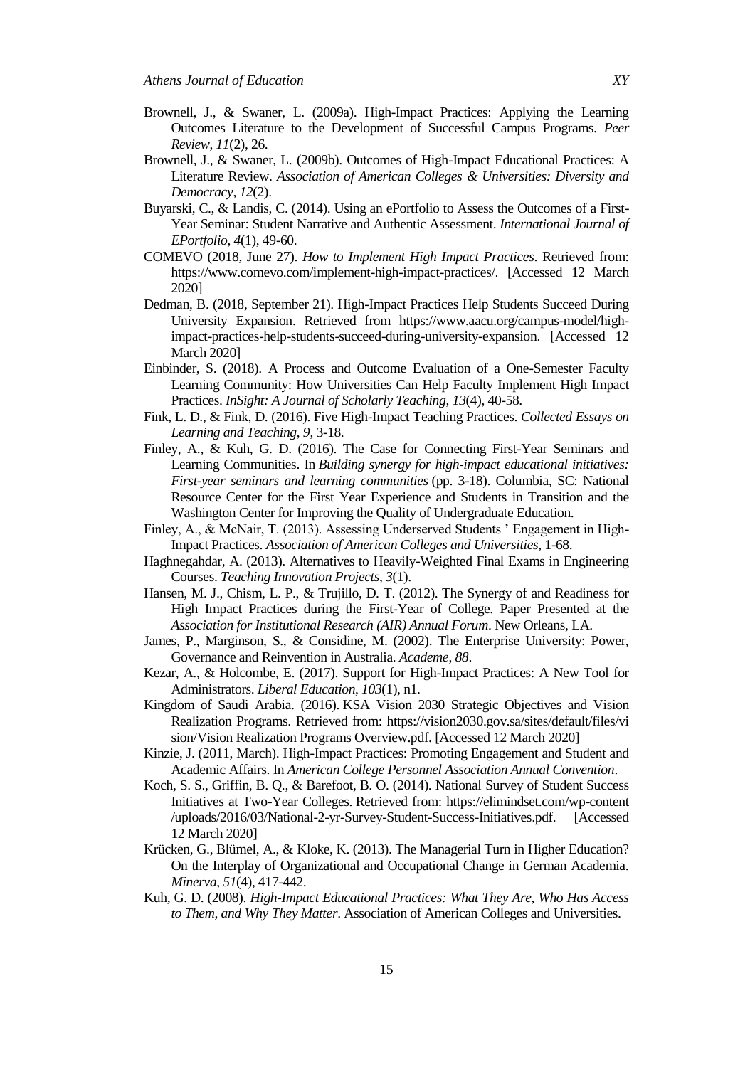Brownell, J., & Swaner, L. (2009a). High-Impact Practices: Applying the Learning Outcomes Literature to the Development of Successful Campus Programs. *Peer Review*, *11*(2), 26.

Brownell, J., & Swaner, L. (2009b). Outcomes of High-Impact Educational Practices: A Literature Review. *Association of American Colleges & Universities: Diversity and Democracy*, *12*(2).

Buyarski, C., & Landis, C. (2014). Using an ePortfolio to Assess the Outcomes of a First-Year Seminar: Student Narrative and Authentic Assessment. *International Journal of EPortfolio*, *4*(1), 49-60.

COMEVO (2018, June 27). *How to Implement High Impact Practices*. Retrieved from: https://www.comevo.com/implement-high-impact-practices/. [Accessed 12 March 2020]

Dedman, B. (2018, September 21). High-Impact Practices Help Students Succeed During University Expansion. Retrieved from https://www.aacu.org/campus-model/high-impact-practices-help-students-succeed-during-university-expansion. [Accessed 12 March 2020]

Einbinder, S. (2018). A Process and Outcome Evaluation of a One-Semester Faculty Learning Community: How Universities Can Help Faculty Implement High Impact Practices. *InSight: A Journal of Scholarly Teaching*, *13*(4), 40-58.

Fink, L. D., & Fink, D. (2016). Five High-Impact Teaching Practices. *Collected Essays on Learning and Teaching*, *9*, 3-18.

Finley, A., & Kuh, G. D. (2016). The Case for Connecting First-Year Seminars and Learning Communities. In *Building synergy for high-impact educational initiatives: First-year seminars and learning communities* (pp. 3-18). Columbia, SC: National Resource Center for the First Year Experience and Students in Transition and the Washington Center for Improving the Quality of Undergraduate Education.

Finley, A., & McNair, T. (2013). Assessing Underserved Students ' Engagement in High-Impact Practices. *Association of American Colleges and Universities*, 1-68.

Haghnegahdar, A. (2013). Alternatives to Heavily-Weighted Final Exams in Engineering Courses. *Teaching Innovation Projects*, *3*(1).

Hansen, M. J., Chism, L. P., & Trujillo, D. T. (2012). The Synergy of and Readiness for High Impact Practices during the First-Year of College. Paper Presented at the *Association for Institutional Research (AIR) Annual Forum*. New Orleans, LA.

James, P., Marginson, S., & Considine, M. (2002). The Enterprise University: Power, Governance and Reinvention in Australia. *Academe, 88*.

Kezar, A., & Holcombe, E. (2017). Support for High-Impact Practices: A New Tool for Administrators. *Liberal Education*, *103*(1), n1.

Kingdom of Saudi Arabia. (2016). KSA Vision 2030 Strategic Objectives and Vision Realization Programs. Retrieved from: https://vision2030.gov.sa/sites/default/files/vision/Vision Realization Programs Overview.pdf. [Accessed 12 March 2020]

Kinzie, J. (2011, March). High-Impact Practices: Promoting Engagement and Student and Academic Affairs. In *American College Personnel Association Annual Convention*.

Koch, S. S., Griffin, B. Q., & Barefoot, B. O. (2014). National Survey of Student Success Initiatives at Two-Year Colleges. Retrieved from: https://elimindset.com/wp-content /uploads/2016/03/National-2-yr-Survey-Student-Success-Initiatives.pdf. [Accessed 12 March 2020]

Krücken, G., Blümel, A., & Kloke, K. (2013). The Managerial Turn in Higher Education? On the Interplay of Organizational and Occupational Change in German Academia. *Minerva*, *51*(4), 417-442.

Kuh, G. D. (2008). *High-Impact Educational Practices: What They Are, Who Has Access to Them, and Why They Matter*. Association of American Colleges and Universities.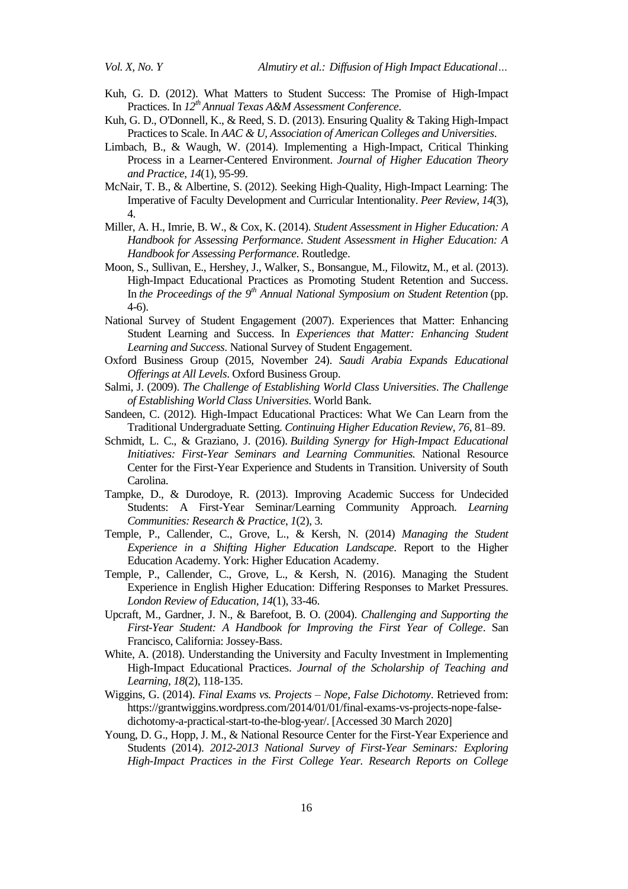Kuh, G. D. (2012). What Matters to Student Success: The Promise of High-Impact Practices. In *12th Annual Texas A&M Assessment Conference*.

Kuh, G. D., O'Donnell, K., & Reed, S. D. (2013). Ensuring Quality & Taking High-Impact Practices to Scale. In *AAC & U, Association of American Colleges and Universities*.

Limbach, B., & Waugh, W. (2014). Implementing a High-Impact, Critical Thinking Process in a Learner-Centered Environment. *Journal of Higher Education Theory and Practice*, *14*(1), 95-99.

McNair, T. B., & Albertine, S. (2012). Seeking High-Quality, High-Impact Learning: The Imperative of Faculty Development and Curricular Intentionality. *Peer Review*, *14*(3), 4.

Miller, A. H., Imrie, B. W., & Cox, K. (2014). *Student Assessment in Higher Education: A Handbook for Assessing Performance*. *Student Assessment in Higher Education: A Handbook for Assessing Performance*. Routledge.

Moon, S., Sullivan, E., Hershey, J., Walker, S., Bonsangue, M., Filowitz, M., et al. (2013). High-Impact Educational Practices as Promoting Student Retention and Success. In *the Proceedings of the 9th Annual National Symposium on Student Retention* (pp. 4-6).

National Survey of Student Engagement (2007). Experiences that Matter: Enhancing Student Learning and Success. In *Experiences that Matter: Enhancing Student Learning and Success*. National Survey of Student Engagement.

Oxford Business Group (2015, November 24). *Saudi Arabia Expands Educational Offerings at All Levels*. Oxford Business Group.

Salmi, J. (2009). *The Challenge of Establishing World Class Universities*. *The Challenge of Establishing World Class Universities*. World Bank.

Sandeen, C. (2012). High-Impact Educational Practices: What We Can Learn from the Traditional Undergraduate Setting. *Continuing Higher Education Review*, *76*, 81–89.

Schmidt, L. C., & Graziano, J. (2016). *Building Synergy for High-Impact Educational Initiatives: First-Year Seminars and Learning Communities.* National Resource Center for the First-Year Experience and Students in Transition. University of South Carolina.

Tampke, D., & Durodoye, R. (2013). Improving Academic Success for Undecided Students: A First-Year Seminar/Learning Community Approach. *Learning Communities: Research & Practice*, *1*(2), 3.

Temple, P., Callender, C., Grove, L., & Kersh, N. (2014) *Managing the Student Experience in a Shifting Higher Education Landscape*. Report to the Higher Education Academy. York: Higher Education Academy.

Temple, P., Callender, C., Grove, L., & Kersh, N. (2016). Managing the Student Experience in English Higher Education: Differing Responses to Market Pressures. *London Review of Education*, *14*(1), 33-46.

Upcraft, M., Gardner, J. N., & Barefoot, B. O. (2004). *Challenging and Supporting the First-Year Student: A Handbook for Improving the First Year of College*. San Francisco, California: Jossey-Bass.

White, A. (2018). Understanding the University and Faculty Investment in Implementing High-Impact Educational Practices. *Journal of the Scholarship of Teaching and Learning*, *18*(2), 118-135.

Wiggins, G. (2014). *Final Exams vs. Projects – Nope, False Dichotomy*. Retrieved from: https://grantwiggins.wordpress.com/2014/01/01/final-exams-vs-projects-nope-false-dichotomy-a-practical-start-to-the-blog-year/. [Accessed 30 March 2020]

Young, D. G., Hopp, J. M., & National Resource Center for the First-Year Experience and Students (2014). *2012-2013 National Survey of First-Year Seminars: Exploring High-Impact Practices in the First College Year. Research Reports on College*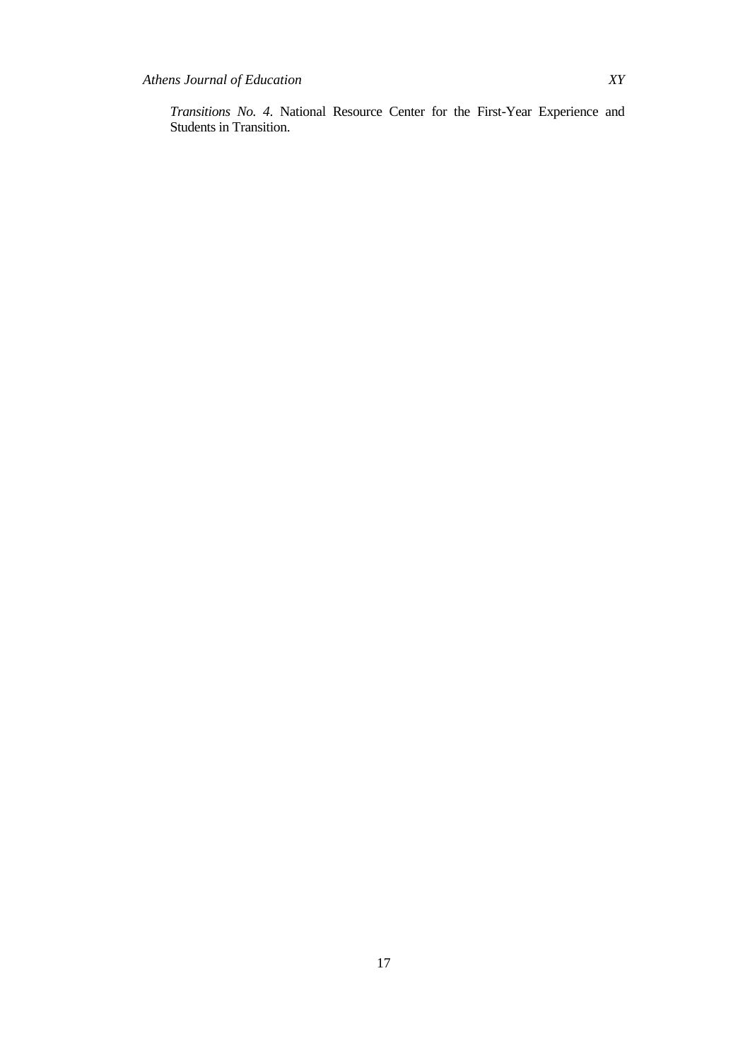*Transitions No. 4*. National Resource Center for the First-Year Experience and Students in Transition.